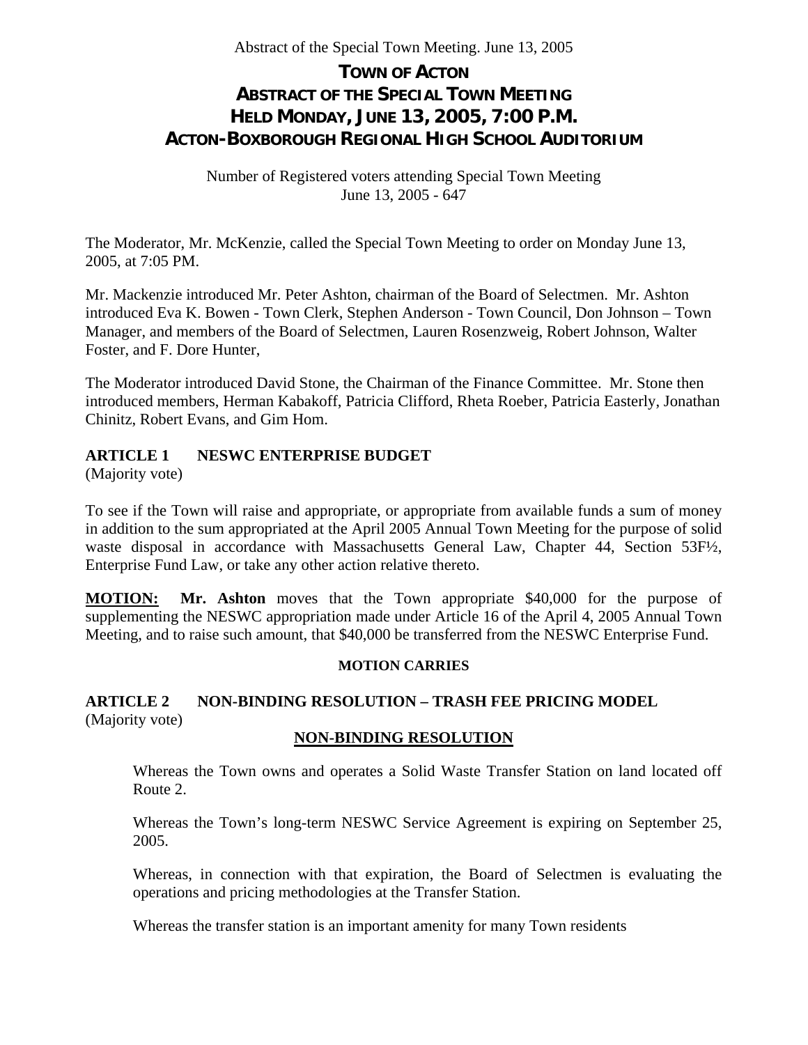# TOWN OF ACTON
## ABSTRACT OF THE SPECIAL TOWN MEETING
## HELD MONDAY, JUNE 13, 2005, 7:00 P.M.
## ACTON-BOXBOROUGH REGIONAL HIGH SCHOOL AUDITORIUM

Number of Registered voters attending Special Town Meeting
June 13, 2005 - 647

The Moderator, Mr. McKenzie, called the Special Town Meeting to order on Monday June 13, 2005, at 7:05 PM.

Mr. Mackenzie introduced Mr. Peter Ashton, chairman of the Board of Selectmen. Mr. Ashton introduced Eva K. Bowen - Town Clerk, Stephen Anderson - Town Council, Don Johnson – Town Manager, and members of the Board of Selectmen, Lauren Rosenzweig, Robert Johnson, Walter Foster, and F. Dore Hunter,

The Moderator introduced David Stone, the Chairman of the Finance Committee. Mr. Stone then introduced members, Herman Kabakoff, Patricia Clifford, Rheta Roeber, Patricia Easterly, Jonathan Chinitz, Robert Evans, and Gim Hom.

**ARTICLE 1 NESWC ENTERPRISE BUDGET**
(Majority vote)

To see if the Town will raise and appropriate, or appropriate from available funds a sum of money in addition to the sum appropriated at the April 2005 Annual Town Meeting for the purpose of solid waste disposal in accordance with Massachusetts General Law, Chapter 44, Section 53F½, Enterprise Fund Law, or take any other action relative thereto.

**MOTION:** **Mr. Ashton** moves that the Town appropriate $40,000 for the purpose of supplementing the NESWC appropriation made under Article 16 of the April 4, 2005 Annual Town Meeting, and to raise such amount, that $40,000 be transferred from the NESWC Enterprise Fund.

**MOTION CARRIES**

**ARTICLE 2 NON-BINDING RESOLUTION – TRASH FEE PRICING MODEL**
(Majority vote)

**NON-BINDING RESOLUTION**

Whereas the Town owns and operates a Solid Waste Transfer Station on land located off Route 2.

Whereas the Town's long-term NESWC Service Agreement is expiring on September 25, 2005.

Whereas, in connection with that expiration, the Board of Selectmen is evaluating the operations and pricing methodologies at the Transfer Station.

Whereas the transfer station is an important amenity for many Town residents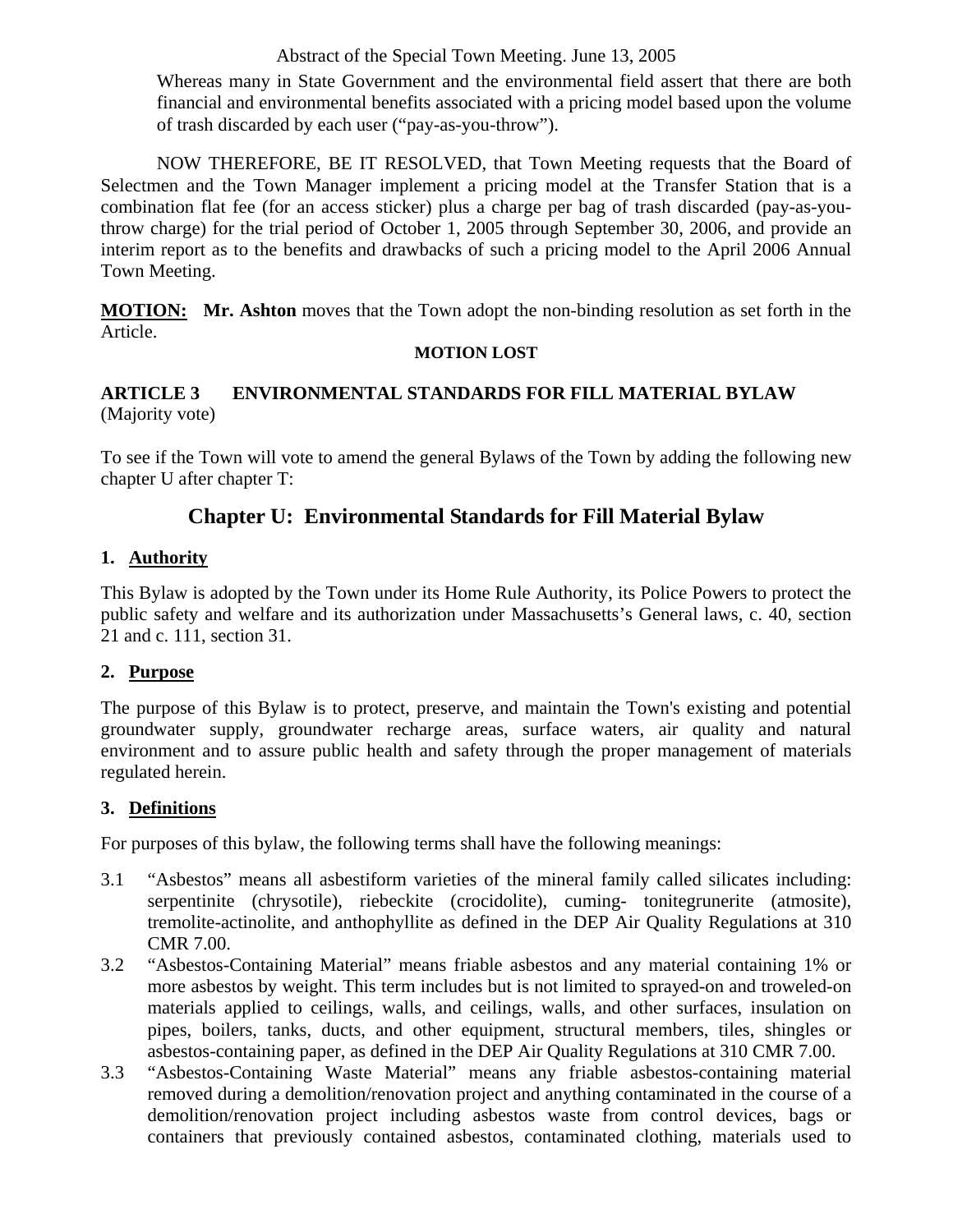Whereas many in State Government and the environmental field assert that there are both financial and environmental benefits associated with a pricing model based upon the volume of trash discarded by each user ("pay-as-you-throw").

NOW THEREFORE, BE IT RESOLVED, that Town Meeting requests that the Board of Selectmen and the Town Manager implement a pricing model at the Transfer Station that is a combination flat fee (for an access sticker) plus a charge per bag of trash discarded (pay-as-you-throw charge) for the trial period of October 1, 2005 through September 30, 2006, and provide an interim report as to the benefits and drawbacks of such a pricing model to the April 2006 Annual Town Meeting.

**MOTION:** **Mr. Ashton** moves that the Town adopt the non-binding resolution as set forth in the Article.

**MOTION LOST**

**ARTICLE 3 ENVIRONMENTAL STANDARDS FOR FILL MATERIAL BYLAW**
(Majority vote)

To see if the Town will vote to amend the general Bylaws of the Town by adding the following new chapter U after chapter T:

## Chapter U: Environmental Standards for Fill Material Bylaw

### 1. Authority

This Bylaw is adopted by the Town under its Home Rule Authority, its Police Powers to protect the public safety and welfare and its authorization under Massachusetts's General laws, c. 40, section 21 and c. 111, section 31.

### 2. Purpose

The purpose of this Bylaw is to protect, preserve, and maintain the Town's existing and potential groundwater supply, groundwater recharge areas, surface waters, air quality and natural environment and to assure public health and safety through the proper management of materials regulated herein.

### 3. Definitions

For purposes of this bylaw, the following terms shall have the following meanings:

3.1 "Asbestos" means all asbestiform varieties of the mineral family called silicates including: serpentinite (chrysotile), riebeckite (crocidolite), cuming- tonitegrunerite (atmosite), tremolite-actinolite, and anthophyllite as defined in the DEP Air Quality Regulations at 310 CMR 7.00.

3.2 "Asbestos-Containing Material" means friable asbestos and any material containing 1% or more asbestos by weight. This term includes but is not limited to sprayed-on and troweled-on materials applied to ceilings, walls, and ceilings, walls, and other surfaces, insulation on pipes, boilers, tanks, ducts, and other equipment, structural members, tiles, shingles or asbestos-containing paper, as defined in the DEP Air Quality Regulations at 310 CMR 7.00.

3.3 "Asbestos-Containing Waste Material" means any friable asbestos-containing material removed during a demolition/renovation project and anything contaminated in the course of a demolition/renovation project including asbestos waste from control devices, bags or containers that previously contained asbestos, contaminated clothing, materials used to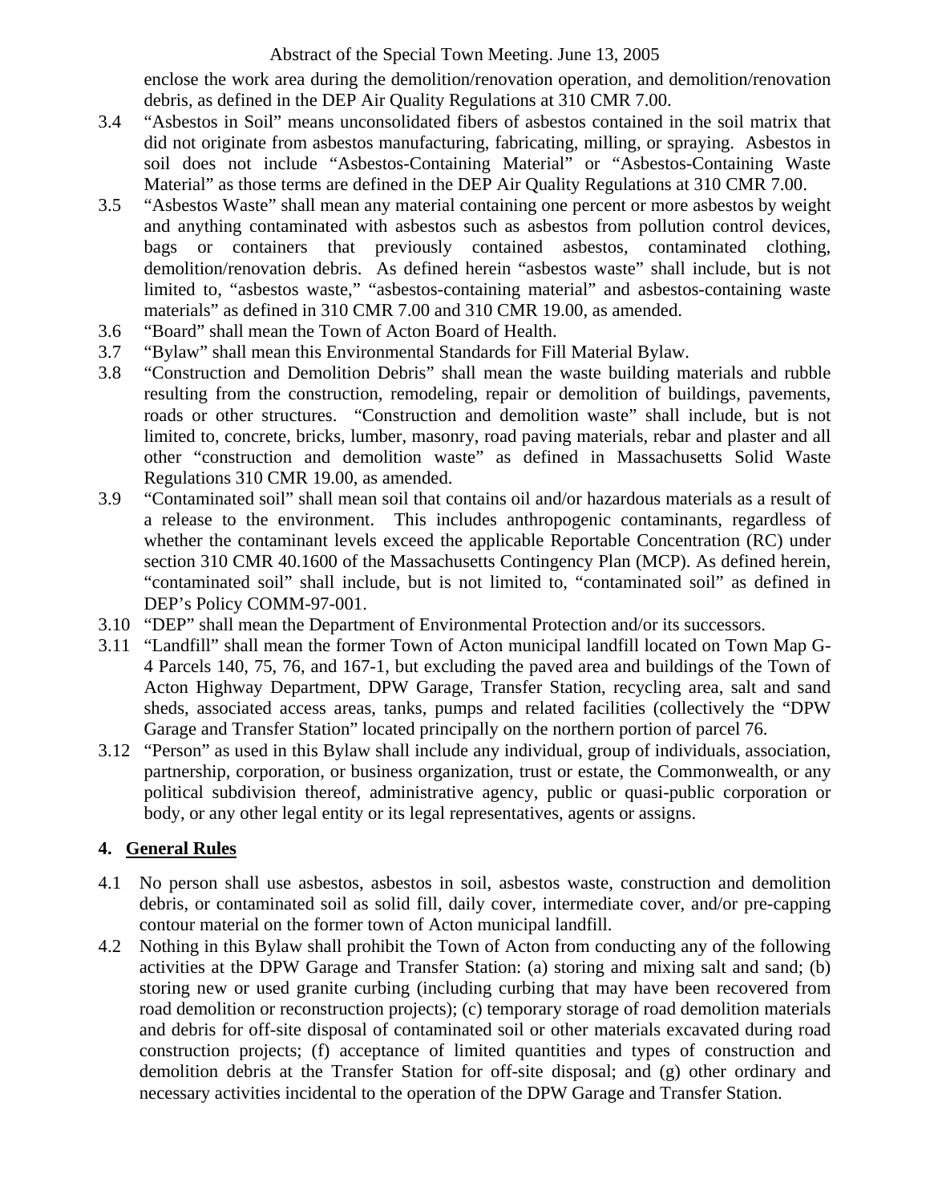enclose the work area during the demolition/renovation operation, and demolition/renovation debris, as defined in the DEP Air Quality Regulations at 310 CMR 7.00.

3.4 "Asbestos in Soil" means unconsolidated fibers of asbestos contained in the soil matrix that did not originate from asbestos manufacturing, fabricating, milling, or spraying. Asbestos in soil does not include "Asbestos-Containing Material" or "Asbestos-Containing Waste Material" as those terms are defined in the DEP Air Quality Regulations at 310 CMR 7.00.

3.5 "Asbestos Waste" shall mean any material containing one percent or more asbestos by weight and anything contaminated with asbestos such as asbestos from pollution control devices, bags or containers that previously contained asbestos, contaminated clothing, demolition/renovation debris. As defined herein "asbestos waste" shall include, but is not limited to, "asbestos waste," "asbestos-containing material" and asbestos-containing waste materials" as defined in 310 CMR 7.00 and 310 CMR 19.00, as amended.

3.6 "Board" shall mean the Town of Acton Board of Health.

3.7 "Bylaw" shall mean this Environmental Standards for Fill Material Bylaw.

3.8 "Construction and Demolition Debris" shall mean the waste building materials and rubble resulting from the construction, remodeling, repair or demolition of buildings, pavements, roads or other structures. "Construction and demolition waste" shall include, but is not limited to, concrete, bricks, lumber, masonry, road paving materials, rebar and plaster and all other "construction and demolition waste" as defined in Massachusetts Solid Waste Regulations 310 CMR 19.00, as amended.

3.9 "Contaminated soil" shall mean soil that contains oil and/or hazardous materials as a result of a release to the environment. This includes anthropogenic contaminants, regardless of whether the contaminant levels exceed the applicable Reportable Concentration (RC) under section 310 CMR 40.1600 of the Massachusetts Contingency Plan (MCP). As defined herein, "contaminated soil" shall include, but is not limited to, "contaminated soil" as defined in DEP's Policy COMM-97-001.

3.10 "DEP" shall mean the Department of Environmental Protection and/or its successors.

3.11 "Landfill" shall mean the former Town of Acton municipal landfill located on Town Map G-4 Parcels 140, 75, 76, and 167-1, but excluding the paved area and buildings of the Town of Acton Highway Department, DPW Garage, Transfer Station, recycling area, salt and sand sheds, associated access areas, tanks, pumps and related facilities (collectively the "DPW Garage and Transfer Station" located principally on the northern portion of parcel 76.

3.12 "Person" as used in this Bylaw shall include any individual, group of individuals, association, partnership, corporation, or business organization, trust or estate, the Commonwealth, or any political subdivision thereof, administrative agency, public or quasi-public corporation or body, or any other legal entity or its legal representatives, agents or assigns.

## 4. General Rules

4.1 No person shall use asbestos, asbestos in soil, asbestos waste, construction and demolition debris, or contaminated soil as solid fill, daily cover, intermediate cover, and/or pre-capping contour material on the former town of Acton municipal landfill.

4.2 Nothing in this Bylaw shall prohibit the Town of Acton from conducting any of the following activities at the DPW Garage and Transfer Station: (a) storing and mixing salt and sand; (b) storing new or used granite curbing (including curbing that may have been recovered from road demolition or reconstruction projects); (c) temporary storage of road demolition materials and debris for off-site disposal of contaminated soil or other materials excavated during road construction projects; (f) acceptance of limited quantities and types of construction and demolition debris at the Transfer Station for off-site disposal; and (g) other ordinary and necessary activities incidental to the operation of the DPW Garage and Transfer Station.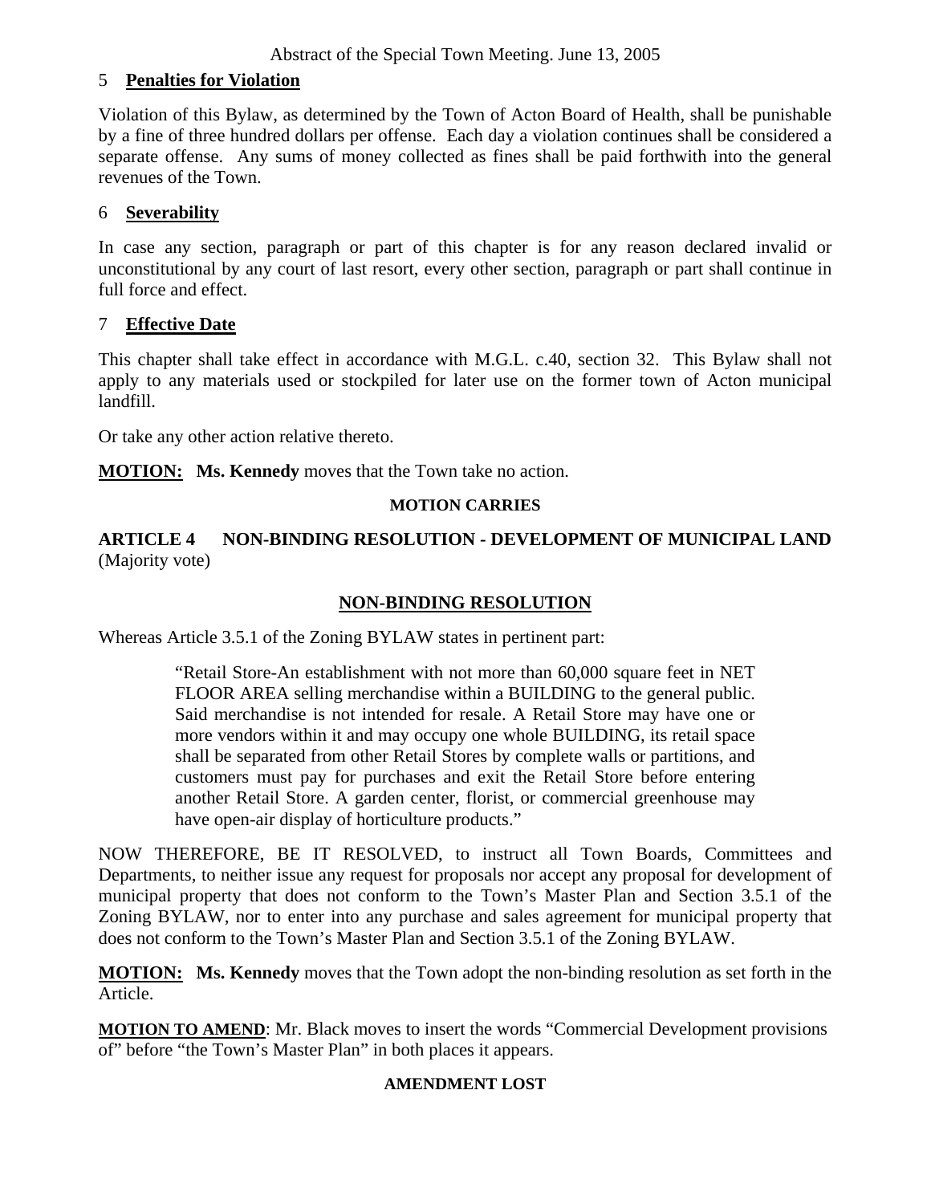## 5 **Penalties for Violation**

Violation of this Bylaw, as determined by the Town of Acton Board of Health, shall be punishable by a fine of three hundred dollars per offense. Each day a violation continues shall be considered a separate offense. Any sums of money collected as fines shall be paid forthwith into the general revenues of the Town.

## 6 **Severability**

In case any section, paragraph or part of this chapter is for any reason declared invalid or unconstitutional by any court of last resort, every other section, paragraph or part shall continue in full force and effect.

## 7 **Effective Date**

This chapter shall take effect in accordance with M.G.L. c.40, section 32. This Bylaw shall not apply to any materials used or stockpiled for later use on the former town of Acton municipal landfill.

Or take any other action relative thereto.

**MOTION: Ms. Kennedy** moves that the Town take no action.

**MOTION CARRIES**

**ARTICLE 4 NON-BINDING RESOLUTION - DEVELOPMENT OF MUNICIPAL LAND** (Majority vote)

## NON-BINDING RESOLUTION

Whereas Article 3.5.1 of the Zoning BYLAW states in pertinent part:

> "Retail Store-An establishment with not more than 60,000 square feet in NET FLOOR AREA selling merchandise within a BUILDING to the general public. Said merchandise is not intended for resale. A Retail Store may have one or more vendors within it and may occupy one whole BUILDING, its retail space shall be separated from other Retail Stores by complete walls or partitions, and customers must pay for purchases and exit the Retail Store before entering another Retail Store. A garden center, florist, or commercial greenhouse may have open-air display of horticulture products."

NOW THEREFORE, BE IT RESOLVED, to instruct all Town Boards, Committees and Departments, to neither issue any request for proposals nor accept any proposal for development of municipal property that does not conform to the Town's Master Plan and Section 3.5.1 of the Zoning BYLAW, nor to enter into any purchase and sales agreement for municipal property that does not conform to the Town's Master Plan and Section 3.5.1 of the Zoning BYLAW.

**MOTION: Ms. Kennedy** moves that the Town adopt the non-binding resolution as set forth in the Article.

**MOTION TO AMEND**: Mr. Black moves to insert the words "Commercial Development provisions of" before "the Town's Master Plan" in both places it appears.

**AMENDMENT LOST**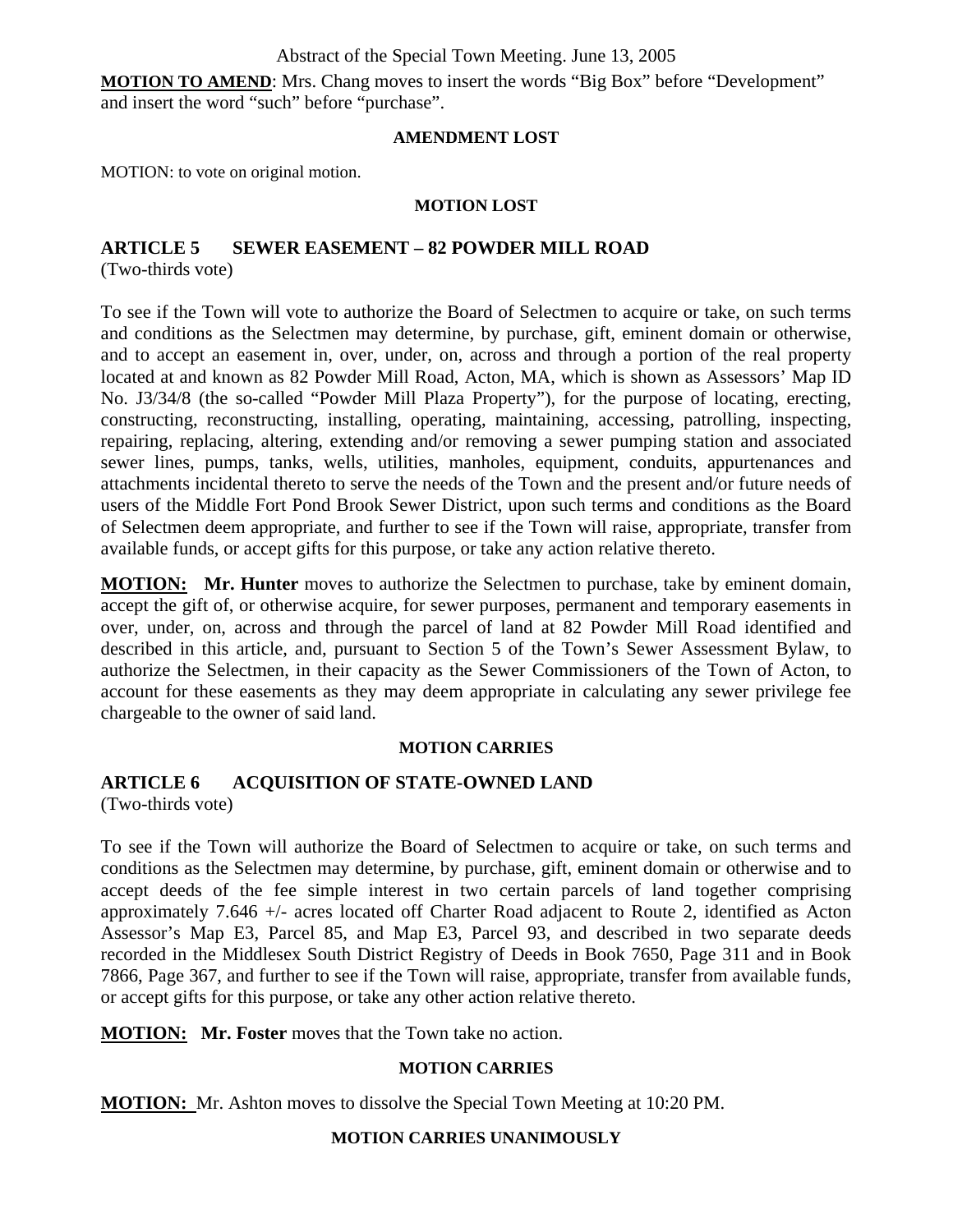**MOTION TO AMEND**: Mrs. Chang moves to insert the words “Big Box” before “Development” and insert the word “such” before “purchase”.

**AMENDMENT LOST**

MOTION: to vote on original motion.

**MOTION LOST**

## ARTICLE 5 SEWER EASEMENT – 82 POWDER MILL ROAD

(Two-thirds vote)

To see if the Town will vote to authorize the Board of Selectmen to acquire or take, on such terms and conditions as the Selectmen may determine, by purchase, gift, eminent domain or otherwise, and to accept an easement in, over, under, on, across and through a portion of the real property located at and known as 82 Powder Mill Road, Acton, MA, which is shown as Assessors’ Map ID No. J3/34/8 (the so-called “Powder Mill Plaza Property”), for the purpose of locating, erecting, constructing, reconstructing, installing, operating, maintaining, accessing, patrolling, inspecting, repairing, replacing, altering, extending and/or removing a sewer pumping station and associated sewer lines, pumps, tanks, wells, utilities, manholes, equipment, conduits, appurtenances and attachments incidental thereto to serve the needs of the Town and the present and/or future needs of users of the Middle Fort Pond Brook Sewer District, upon such terms and conditions as the Board of Selectmen deem appropriate, and further to see if the Town will raise, appropriate, transfer from available funds, or accept gifts for this purpose, or take any action relative thereto.

**MOTION: Mr. Hunter** moves to authorize the Selectmen to purchase, take by eminent domain, accept the gift of, or otherwise acquire, for sewer purposes, permanent and temporary easements in over, under, on, across and through the parcel of land at 82 Powder Mill Road identified and described in this article, and, pursuant to Section 5 of the Town’s Sewer Assessment Bylaw, to authorize the Selectmen, in their capacity as the Sewer Commissioners of the Town of Acton, to account for these easements as they may deem appropriate in calculating any sewer privilege fee chargeable to the owner of said land.

**MOTION CARRIES**

## ARTICLE 6 ACQUISITION OF STATE-OWNED LAND

(Two-thirds vote)

To see if the Town will authorize the Board of Selectmen to acquire or take, on such terms and conditions as the Selectmen may determine, by purchase, gift, eminent domain or otherwise and to accept deeds of the fee simple interest in two certain parcels of land together comprising approximately 7.646 +/- acres located off Charter Road adjacent to Route 2, identified as Acton Assessor’s Map E3, Parcel 85, and Map E3, Parcel 93, and described in two separate deeds recorded in the Middlesex South District Registry of Deeds in Book 7650, Page 311 and in Book 7866, Page 367, and further to see if the Town will raise, appropriate, transfer from available funds, or accept gifts for this purpose, or take any other action relative thereto.

**MOTION: Mr. Foster** moves that the Town take no action.

**MOTION CARRIES**

**MOTION:** Mr. Ashton moves to dissolve the Special Town Meeting at 10:20 PM.

**MOTION CARRIES UNANIMOUSLY**